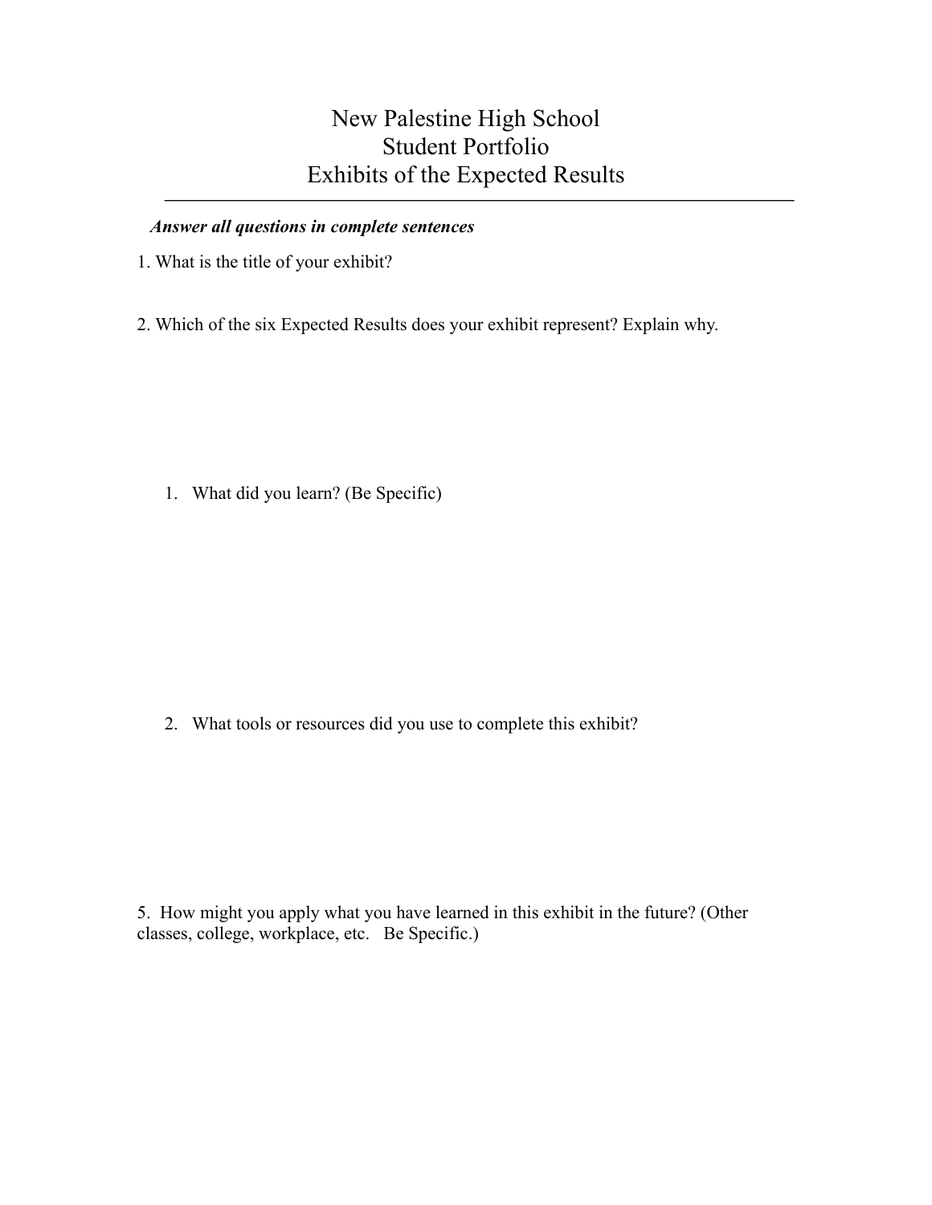# New Palestine High School
# Student Portfolio
# Exhibits of the Expected Results

---

***Answer all questions in complete sentences***

1. What is the title of your exhibit?

2. Which of the six Expected Results does your exhibit represent? Explain why.

   1. What did you learn? (Be Specific)

   2. What tools or resources did you use to complete this exhibit?

5. How might you apply what you have learned in this exhibit in the future? (Other classes, college, workplace, etc. Be Specific.)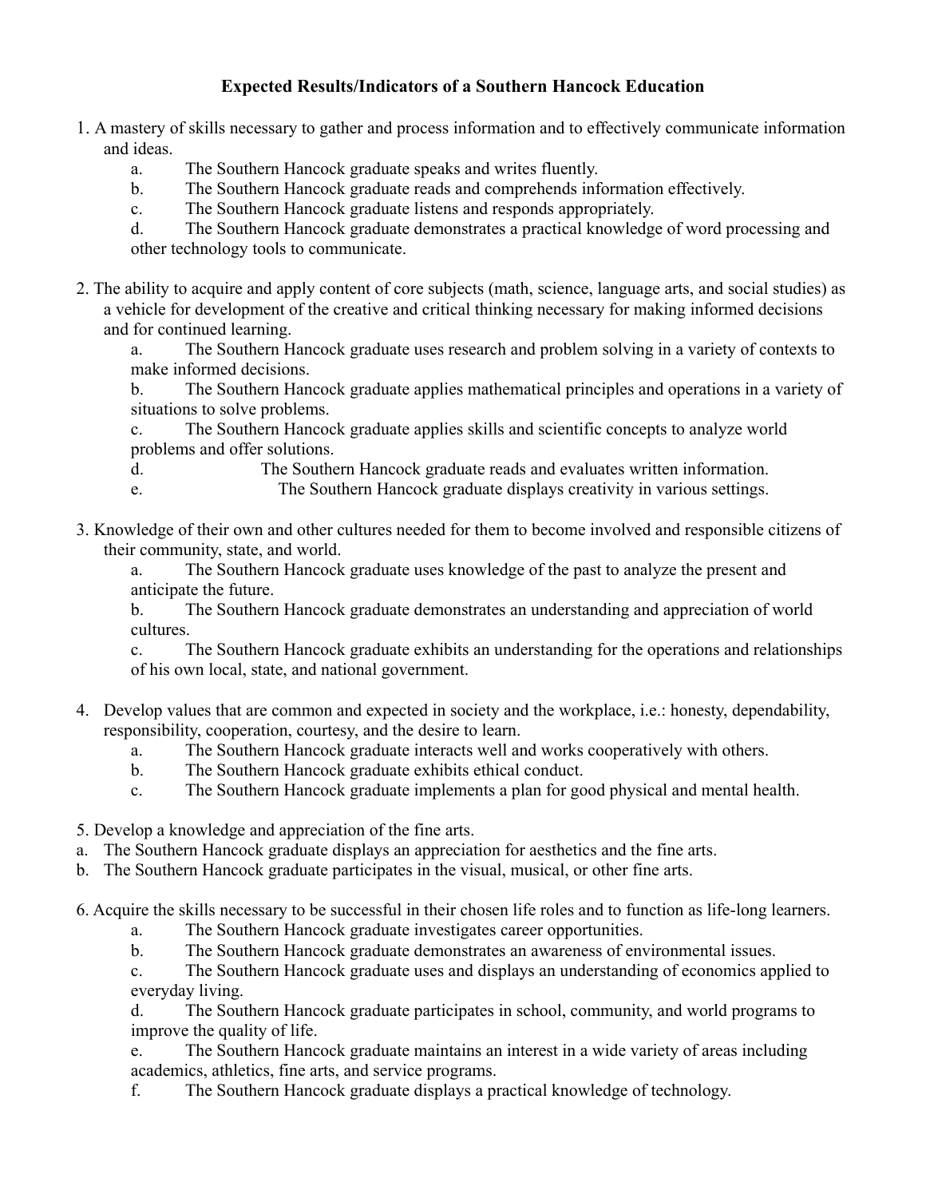**Expected Results/Indicators of a Southern Hancock Education**

1. A mastery of skills necessary to gather and process information and to effectively communicate information and ideas.
   a. The Southern Hancock graduate speaks and writes fluently.
   b. The Southern Hancock graduate reads and comprehends information effectively.
   c. The Southern Hancock graduate listens and responds appropriately.
   d. The Southern Hancock graduate demonstrates a practical knowledge of word processing and other technology tools to communicate.

2. The ability to acquire and apply content of core subjects (math, science, language arts, and social studies) as a vehicle for development of the creative and critical thinking necessary for making informed decisions and for continued learning.
   a. The Southern Hancock graduate uses research and problem solving in a variety of contexts to make informed decisions.
   b. The Southern Hancock graduate applies mathematical principles and operations in a variety of situations to solve problems.
   c. The Southern Hancock graduate applies skills and scientific concepts to analyze world problems and offer solutions.
   d. The Southern Hancock graduate reads and evaluates written information.
   e. The Southern Hancock graduate displays creativity in various settings.

3. Knowledge of their own and other cultures needed for them to become involved and responsible citizens of their community, state, and world.
   a. The Southern Hancock graduate uses knowledge of the past to analyze the present and anticipate the future.
   b. The Southern Hancock graduate demonstrates an understanding and appreciation of world cultures.
   c. The Southern Hancock graduate exhibits an understanding for the operations and relationships of his own local, state, and national government.

4. Develop values that are common and expected in society and the workplace, i.e.: honesty, dependability, responsibility, cooperation, courtesy, and the desire to learn.
   a. The Southern Hancock graduate interacts well and works cooperatively with others.
   b. The Southern Hancock graduate exhibits ethical conduct.
   c. The Southern Hancock graduate implements a plan for good physical and mental health.

5. Develop a knowledge and appreciation of the fine arts.
   a. The Southern Hancock graduate displays an appreciation for aesthetics and the fine arts.
   b. The Southern Hancock graduate participates in the visual, musical, or other fine arts.

6. Acquire the skills necessary to be successful in their chosen life roles and to function as life-long learners.
   a. The Southern Hancock graduate investigates career opportunities.
   b. The Southern Hancock graduate demonstrates an awareness of environmental issues.
   c. The Southern Hancock graduate uses and displays an understanding of economics applied to everyday living.
   d. The Southern Hancock graduate participates in school, community, and world programs to improve the quality of life.
   e. The Southern Hancock graduate maintains an interest in a wide variety of areas including academics, athletics, fine arts, and service programs.
   f. The Southern Hancock graduate displays a practical knowledge of technology.